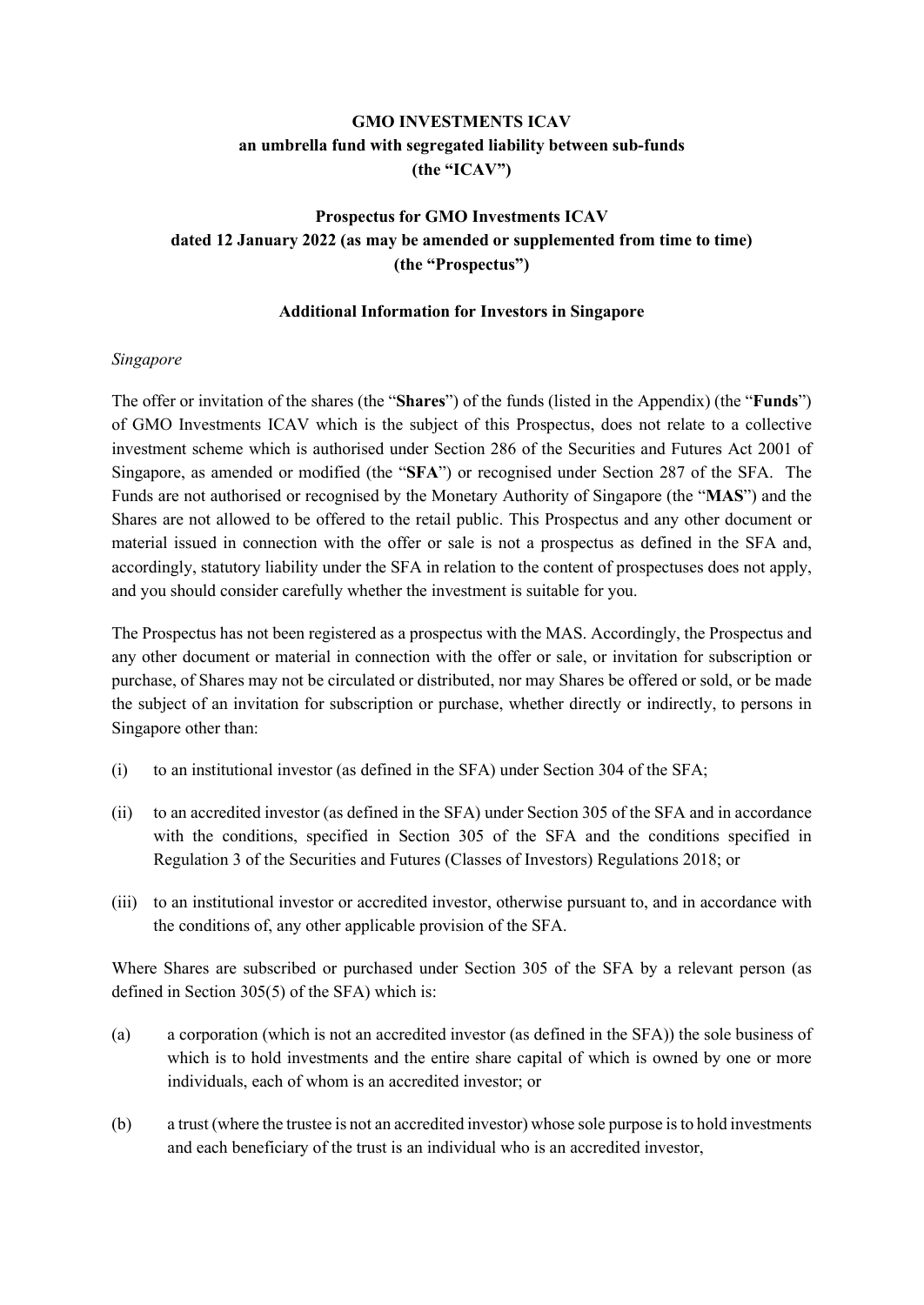**GMO INVESTMENTS ICAV**
**an umbrella fund with segregated liability between sub-funds**
**(the "ICAV")**

**Prospectus for GMO Investments ICAV**
**dated 12 January 2022 (as may be amended or supplemented from time to time)**
**(the "Prospectus")**

**Additional Information for Investors in Singapore**

*Singapore*

The offer or invitation of the shares (the "**Shares**") of the funds (listed in the Appendix) (the "**Funds**") of GMO Investments ICAV which is the subject of this Prospectus, does not relate to a collective investment scheme which is authorised under Section 286 of the Securities and Futures Act 2001 of Singapore, as amended or modified (the "**SFA**") or recognised under Section 287 of the SFA. The Funds are not authorised or recognised by the Monetary Authority of Singapore (the "**MAS**") and the Shares are not allowed to be offered to the retail public. This Prospectus and any other document or material issued in connection with the offer or sale is not a prospectus as defined in the SFA and, accordingly, statutory liability under the SFA in relation to the content of prospectuses does not apply, and you should consider carefully whether the investment is suitable for you.

The Prospectus has not been registered as a prospectus with the MAS. Accordingly, the Prospectus and any other document or material in connection with the offer or sale, or invitation for subscription or purchase, of Shares may not be circulated or distributed, nor may Shares be offered or sold, or be made the subject of an invitation for subscription or purchase, whether directly or indirectly, to persons in Singapore other than:

(i) to an institutional investor (as defined in the SFA) under Section 304 of the SFA;

(ii) to an accredited investor (as defined in the SFA) under Section 305 of the SFA and in accordance with the conditions, specified in Section 305 of the SFA and the conditions specified in Regulation 3 of the Securities and Futures (Classes of Investors) Regulations 2018; or

(iii) to an institutional investor or accredited investor, otherwise pursuant to, and in accordance with the conditions of, any other applicable provision of the SFA.

Where Shares are subscribed or purchased under Section 305 of the SFA by a relevant person (as defined in Section 305(5) of the SFA) which is:

(a) a corporation (which is not an accredited investor (as defined in the SFA)) the sole business of which is to hold investments and the entire share capital of which is owned by one or more individuals, each of whom is an accredited investor; or

(b) a trust (where the trustee is not an accredited investor) whose sole purpose is to hold investments and each beneficiary of the trust is an individual who is an accredited investor,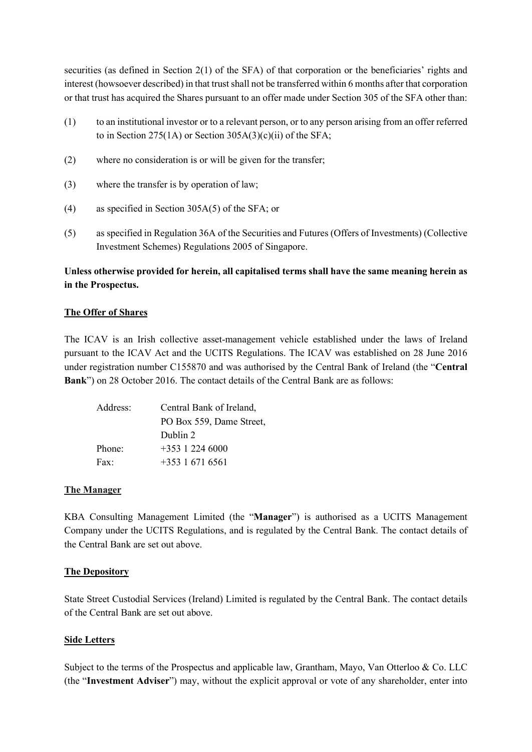securities (as defined in Section 2(1) of the SFA) of that corporation or the beneficiaries' rights and interest (howsoever described) in that trust shall not be transferred within 6 months after that corporation or that trust has acquired the Shares pursuant to an offer made under Section 305 of the SFA other than:

(1) to an institutional investor or to a relevant person, or to any person arising from an offer referred to in Section 275(1A) or Section 305A(3)(c)(ii) of the SFA;

(2) where no consideration is or will be given for the transfer;

(3) where the transfer is by operation of law;

(4) as specified in Section 305A(5) of the SFA; or

(5) as specified in Regulation 36A of the Securities and Futures (Offers of Investments) (Collective Investment Schemes) Regulations 2005 of Singapore.

**Unless otherwise provided for herein, all capitalised terms shall have the same meaning herein as in the Prospectus.**

**The Offer of Shares**

The ICAV is an Irish collective asset-management vehicle established under the laws of Ireland pursuant to the ICAV Act and the UCITS Regulations. The ICAV was established on 28 June 2016 under registration number C155870 and was authorised by the Central Bank of Ireland (the "**Central Bank**") on 28 October 2016. The contact details of the Central Bank are as follows:

| | |
|---|---|
| Address: | Central Bank of Ireland, PO Box 559, Dame Street, Dublin 2 |
| Phone: | +353 1 224 6000 |
| Fax: | +353 1 671 6561 |

**The Manager**

KBA Consulting Management Limited (the "**Manager**") is authorised as a UCITS Management Company under the UCITS Regulations, and is regulated by the Central Bank. The contact details of the Central Bank are set out above.

**The Depository**

State Street Custodial Services (Ireland) Limited is regulated by the Central Bank. The contact details of the Central Bank are set out above.

**Side Letters**

Subject to the terms of the Prospectus and applicable law, Grantham, Mayo, Van Otterloo & Co. LLC (the "**Investment Adviser**") may, without the explicit approval or vote of any shareholder, enter into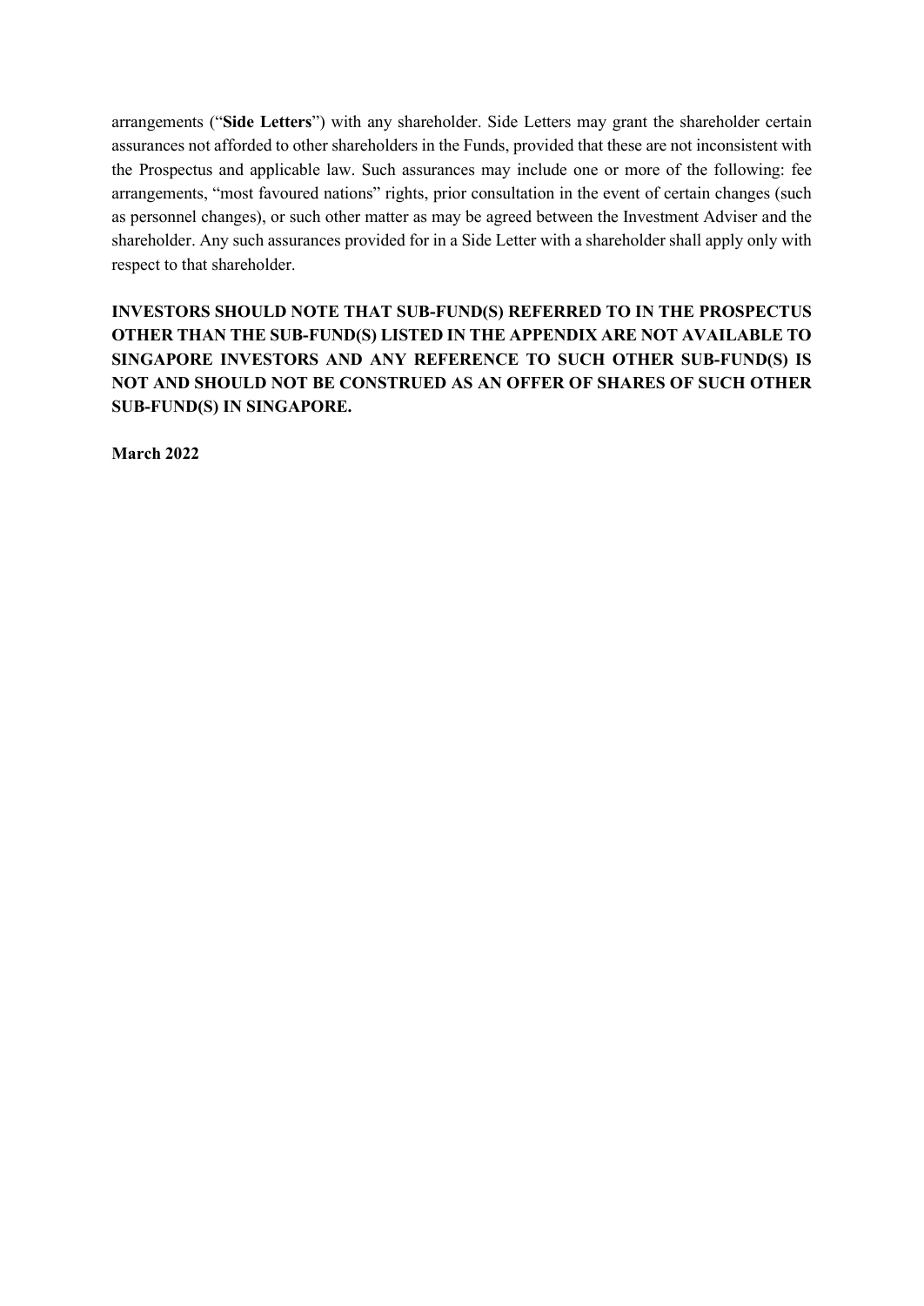arrangements ("**Side Letters**") with any shareholder. Side Letters may grant the shareholder certain assurances not afforded to other shareholders in the Funds, provided that these are not inconsistent with the Prospectus and applicable law. Such assurances may include one or more of the following: fee arrangements, "most favoured nations" rights, prior consultation in the event of certain changes (such as personnel changes), or such other matter as may be agreed between the Investment Adviser and the shareholder. Any such assurances provided for in a Side Letter with a shareholder shall apply only with respect to that shareholder.

**INVESTORS SHOULD NOTE THAT SUB-FUND(S) REFERRED TO IN THE PROSPECTUS OTHER THAN THE SUB-FUND(S) LISTED IN THE APPENDIX ARE NOT AVAILABLE TO SINGAPORE INVESTORS AND ANY REFERENCE TO SUCH OTHER SUB-FUND(S) IS NOT AND SHOULD NOT BE CONSTRUED AS AN OFFER OF SHARES OF SUCH OTHER SUB-FUND(S) IN SINGAPORE.**

**March 2022**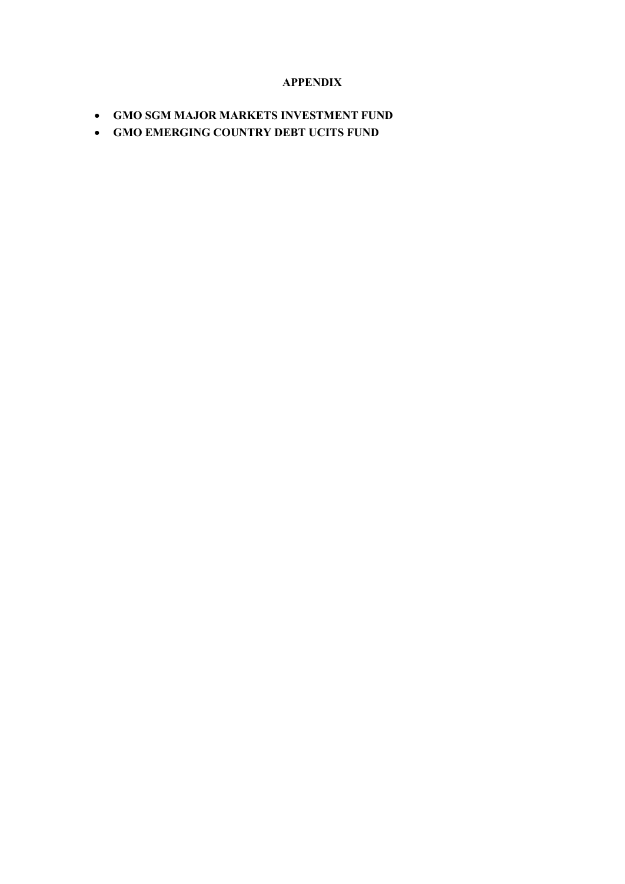# APPENDIX

- **GMO SGM MAJOR MARKETS INVESTMENT FUND**
- **GMO EMERGING COUNTRY DEBT UCITS FUND**